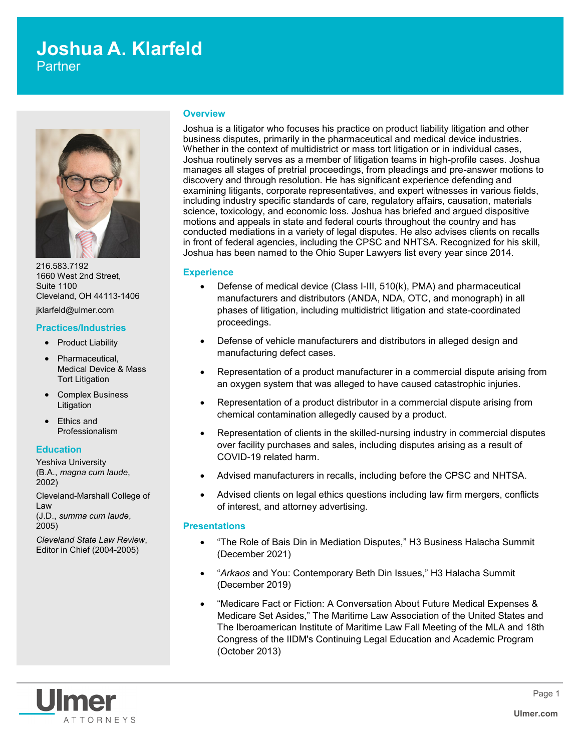# Joshua A. Klarfeld

Partner

216.583.7192
1660 West 2nd Street,
Suite 1100
Cleveland, OH 44113-1406

jklarfeld@ulmer.com

## Practices/Industries

- Product Liability
- Pharmaceutical, Medical Device & Mass Tort Litigation
- Complex Business Litigation
- Ethics and Professionalism

## Education

Yeshiva University
(B.A., *magna cum laude*, 2002)

Cleveland-Marshall College of Law
(J.D., *summa cum laude*, 2005)

*Cleveland State Law Review*, Editor in Chief (2004-2005)

## Overview

Joshua is a litigator who focuses his practice on product liability litigation and other business disputes, primarily in the pharmaceutical and medical device industries. Whether in the context of multidistrict or mass tort litigation or in individual cases, Joshua routinely serves as a member of litigation teams in high-profile cases. Joshua manages all stages of pretrial proceedings, from pleadings and pre-answer motions to discovery and through resolution. He has significant experience defending and examining litigants, corporate representatives, and expert witnesses in various fields, including industry specific standards of care, regulatory affairs, causation, materials science, toxicology, and economic loss. Joshua has briefed and argued dispositive motions and appeals in state and federal courts throughout the country and has conducted mediations in a variety of legal disputes. He also advises clients on recalls in front of federal agencies, including the CPSC and NHTSA. Recognized for his skill, Joshua has been named to the Ohio Super Lawyers list every year since 2014.

## Experience

- Defense of medical device (Class I-III, 510(k), PMA) and pharmaceutical manufacturers and distributors (ANDA, NDA, OTC, and monograph) in all phases of litigation, including multidistrict litigation and state-coordinated proceedings.
- Defense of vehicle manufacturers and distributors in alleged design and manufacturing defect cases.
- Representation of a product manufacturer in a commercial dispute arising from an oxygen system that was alleged to have caused catastrophic injuries.
- Representation of a product distributor in a commercial dispute arising from chemical contamination allegedly caused by a product.
- Representation of clients in the skilled-nursing industry in commercial disputes over facility purchases and sales, including disputes arising as a result of COVID-19 related harm.
- Advised manufacturers in recalls, including before the CPSC and NHTSA.
- Advised clients on legal ethics questions including law firm mergers, conflicts of interest, and attorney advertising.

## Presentations

- "The Role of Bais Din in Mediation Disputes," H3 Business Halacha Summit (December 2021)
- "*Arkaos* and You: Contemporary Beth Din Issues," H3 Halacha Summit (December 2019)
- "Medicare Fact or Fiction: A Conversation About Future Medical Expenses & Medicare Set Asides," The Maritime Law Association of the United States and The Iberoamerican Institute of Maritime Law Fall Meeting of the MLA and 18th Congress of the IIDM's Continuing Legal Education and Academic Program (October 2013)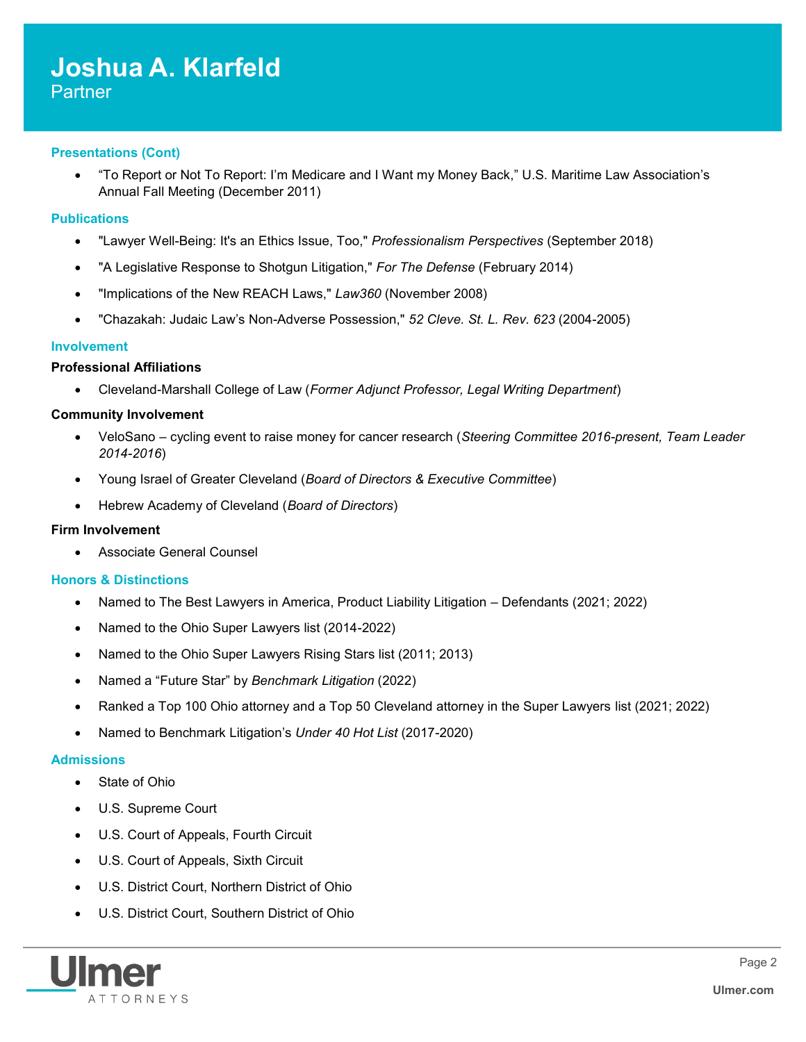# Joshua A. Klarfeld

Partner

## Presentations (Cont)

- "To Report or Not To Report: I'm Medicare and I Want my Money Back," U.S. Maritime Law Association's Annual Fall Meeting (December 2011)

## Publications

- "Lawyer Well-Being: It's an Ethics Issue, Too," *Professionalism Perspectives* (September 2018)
- "A Legislative Response to Shotgun Litigation," *For The Defense* (February 2014)
- "Implications of the New REACH Laws," *Law360* (November 2008)
- "Chazakah: Judaic Law's Non-Adverse Possession," *52 Cleve. St. L. Rev. 623* (2004-2005)

## Involvement

**Professional Affiliations**

- Cleveland-Marshall College of Law (*Former Adjunct Professor, Legal Writing Department*)

**Community Involvement**

- VeloSano – cycling event to raise money for cancer research (*Steering Committee 2016-present, Team Leader 2014-2016*)
- Young Israel of Greater Cleveland (*Board of Directors & Executive Committee*)
- Hebrew Academy of Cleveland (*Board of Directors*)

**Firm Involvement**

- Associate General Counsel

## Honors & Distinctions

- Named to The Best Lawyers in America, Product Liability Litigation – Defendants (2021; 2022)
- Named to the Ohio Super Lawyers list (2014-2022)
- Named to the Ohio Super Lawyers Rising Stars list (2011; 2013)
- Named a "Future Star" by *Benchmark Litigation* (2022)
- Ranked a Top 100 Ohio attorney and a Top 50 Cleveland attorney in the Super Lawyers list (2021; 2022)
- Named to Benchmark Litigation's *Under 40 Hot List* (2017-2020)

## Admissions

- State of Ohio
- U.S. Supreme Court
- U.S. Court of Appeals, Fourth Circuit
- U.S. Court of Appeals, Sixth Circuit
- U.S. District Court, Northern District of Ohio
- U.S. District Court, Southern District of Ohio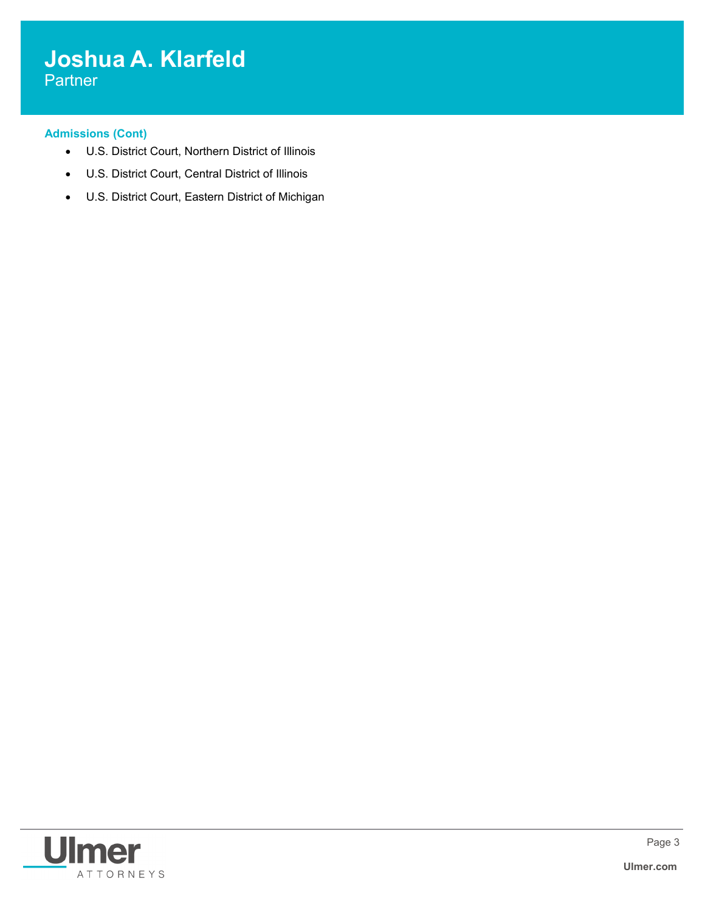### Admissions (Cont)

- U.S. District Court, Northern District of Illinois
- U.S. District Court, Central District of Illinois
- U.S. District Court, Eastern District of Michigan